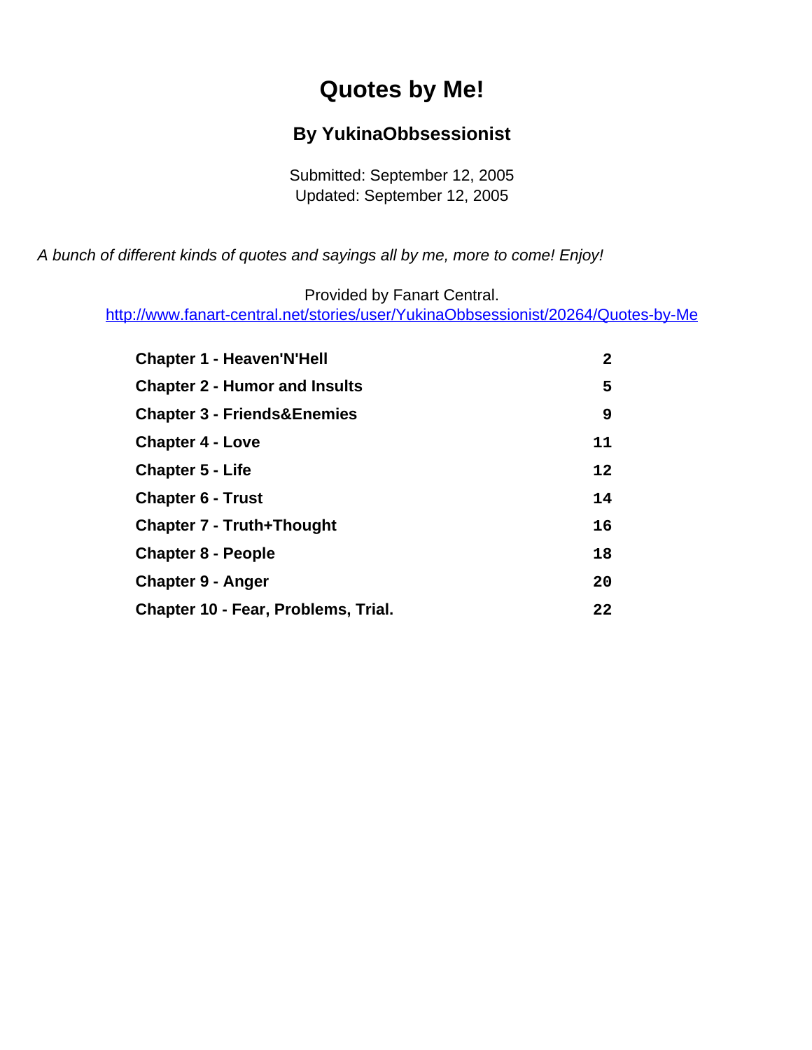# Quotes by Me!

### By YukinaObbsessionist

Submitted: September 12, 2005
Updated: September 12, 2005

*A bunch of different kinds of quotes and sayings all by me, more to come! Enjoy!*

Provided by Fanart Central.
http://www.fanart-central.net/stories/user/YukinaObbsessionist/20264/Quotes-by-Me

| | |
|---|---|
| **Chapter 1 - Heaven'N'Hell** | **2** |
| **Chapter 2 - Humor and Insults** | **5** |
| **Chapter 3 - Friends&Enemies** | **9** |
| **Chapter 4 - Love** | **11** |
| **Chapter 5 - Life** | **12** |
| **Chapter 6 - Trust** | **14** |
| **Chapter 7 - Truth+Thought** | **16** |
| **Chapter 8 - People** | **18** |
| **Chapter 9 - Anger** | **20** |
| **Chapter 10 - Fear, Problems, Trial.** | **22** |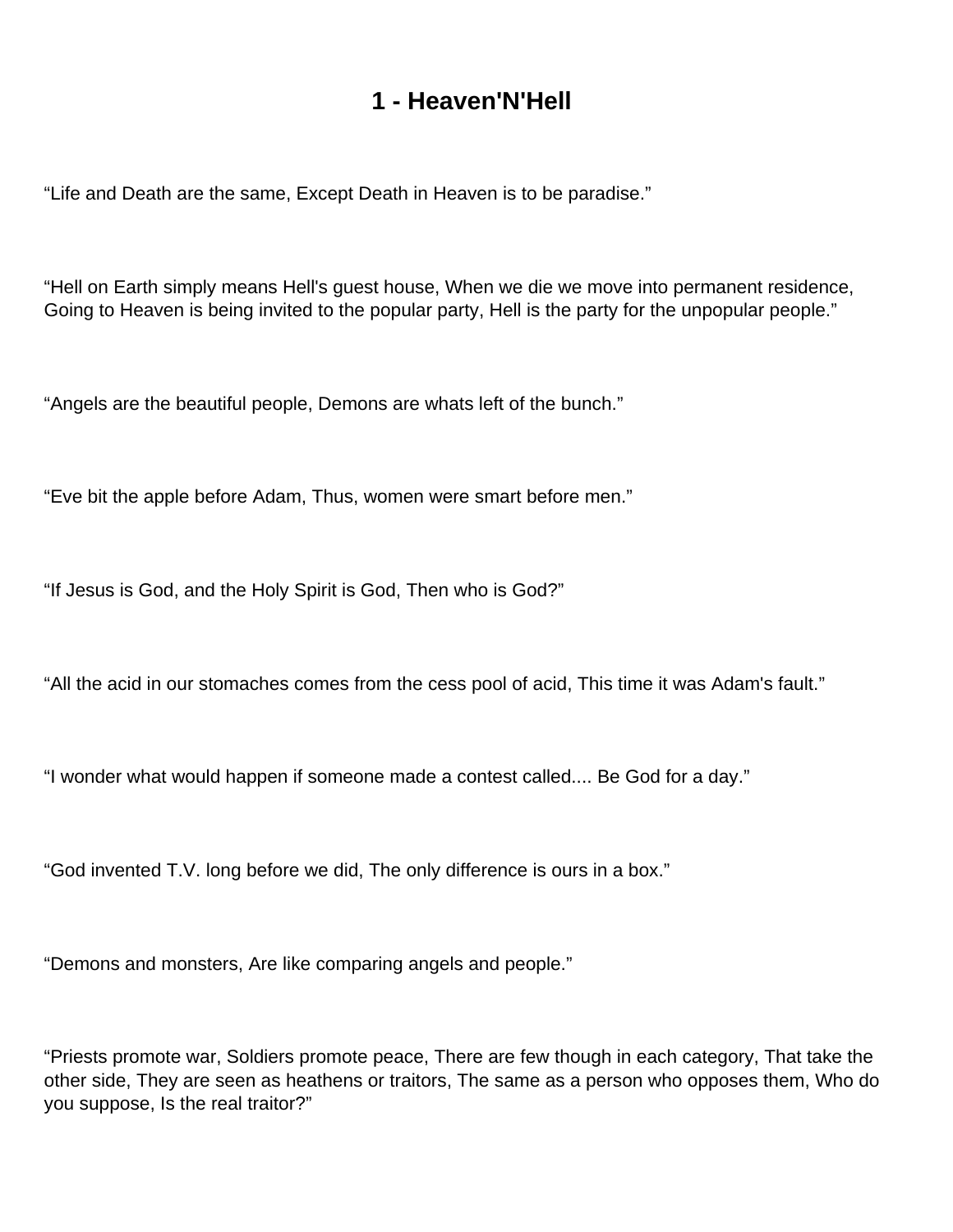# 1 - Heaven'N'Hell

“Life and Death are the same, Except Death in Heaven is to be paradise.”

“Hell on Earth simply means Hell's guest house, When we die we move into permanent residence, Going to Heaven is being invited to the popular party, Hell is the party for the unpopular people.”

“Angels are the beautiful people, Demons are whats left of the bunch.”

“Eve bit the apple before Adam, Thus, women were smart before men.”

“If Jesus is God, and the Holy Spirit is God, Then who is God?”

“All the acid in our stomaches comes from the cess pool of acid, This time it was Adam's fault.”

“I wonder what would happen if someone made a contest called.... Be God for a day.”

“God invented T.V. long before we did, The only difference is ours in a box.”

“Demons and monsters, Are like comparing angels and people.”

“Priests promote war, Soldiers promote peace, There are few though in each category, That take the other side, They are seen as heathens or traitors, The same as a person who opposes them, Who do you suppose, Is the real traitor?”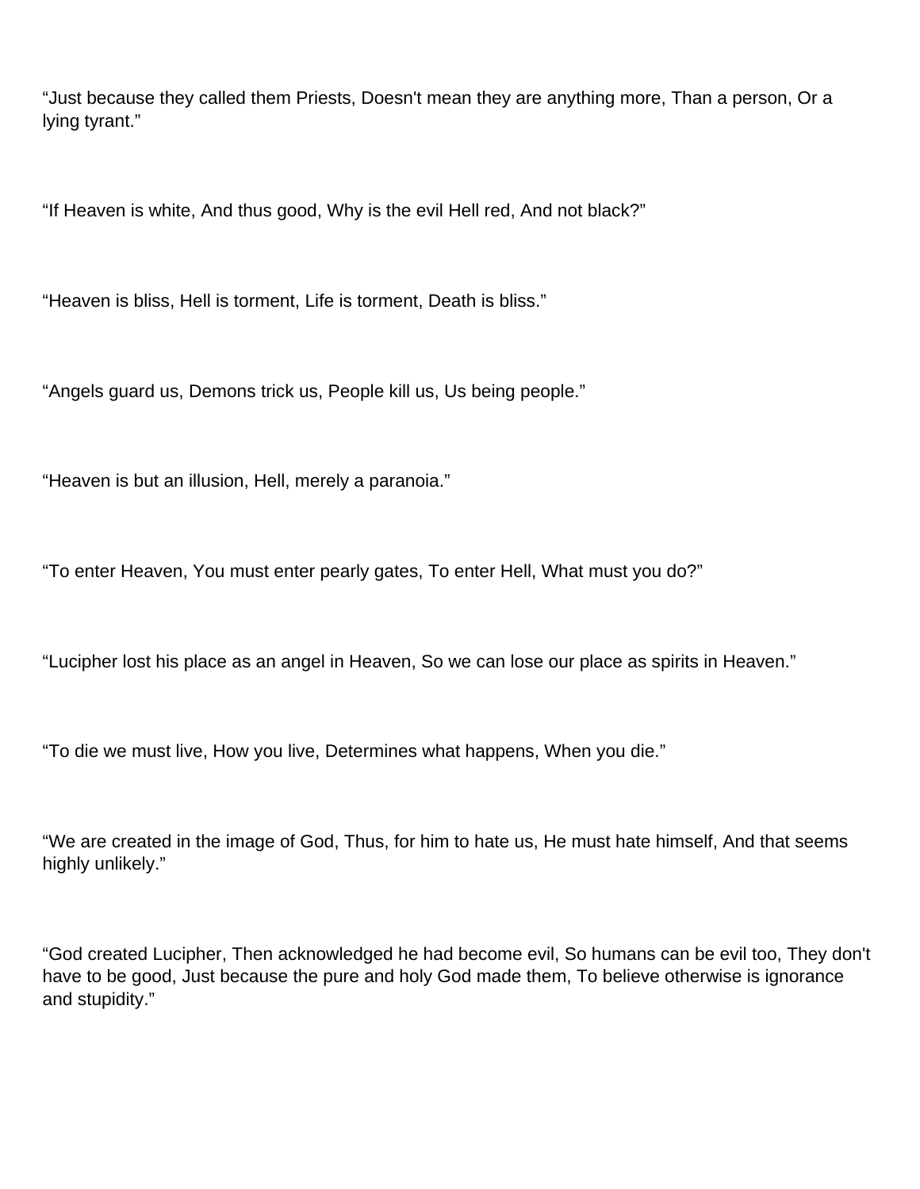“Just because they called them Priests, Doesn't mean they are anything more, Than a person, Or a lying tyrant.”

“If Heaven is white, And thus good, Why is the evil Hell red, And not black?”

“Heaven is bliss, Hell is torment, Life is torment, Death is bliss.”

“Angels guard us, Demons trick us, People kill us, Us being people.”

“Heaven is but an illusion, Hell, merely a paranoia.”

“To enter Heaven, You must enter pearly gates, To enter Hell, What must you do?”

“Lucipher lost his place as an angel in Heaven, So we can lose our place as spirits in Heaven.”

“To die we must live, How you live, Determines what happens, When you die.”

“We are created in the image of God, Thus, for him to hate us, He must hate himself, And that seems highly unlikely.”

“God created Lucipher, Then acknowledged he had become evil, So humans can be evil too, They don't have to be good, Just because the pure and holy God made them, To believe otherwise is ignorance and stupidity.”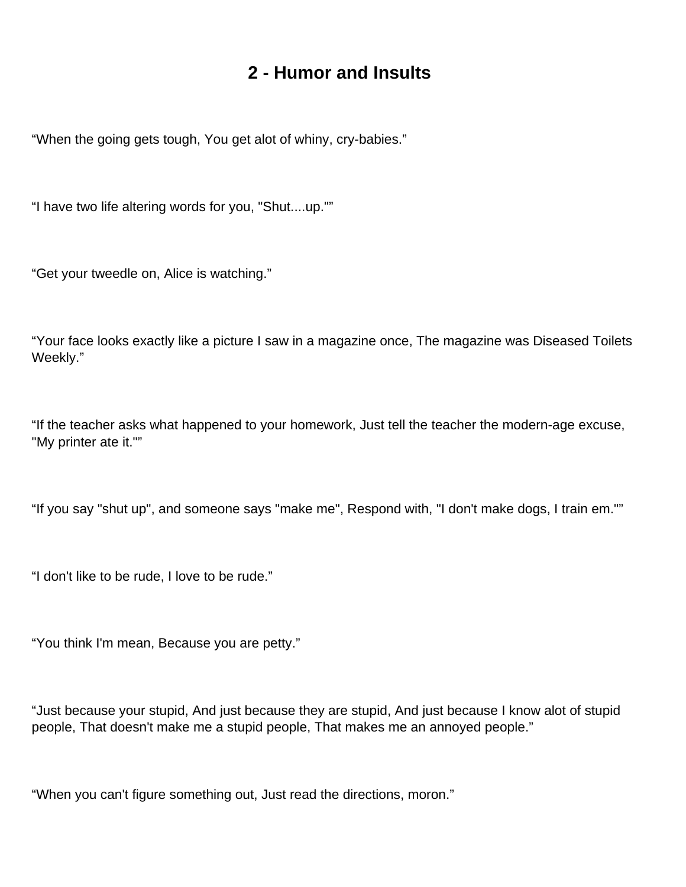# 2 - Humor and Insults

“When the going gets tough, You get alot of whiny, cry-babies.”

“I have two life altering words for you, "Shut....up."”

“Get your tweedle on, Alice is watching.”

“Your face looks exactly like a picture I saw in a magazine once, The magazine was Diseased Toilets Weekly.”

“If the teacher asks what happened to your homework, Just tell the teacher the modern-age excuse, "My printer ate it."”

“If you say "shut up", and someone says "make me", Respond with, "I don't make dogs, I train em."”

“I don't like to be rude, I love to be rude.”

“You think I'm mean, Because you are petty.”

“Just because your stupid, And just because they are stupid, And just because I know alot of stupid people, That doesn't make me a stupid people, That makes me an annoyed people.”

“When you can't figure something out, Just read the directions, moron.”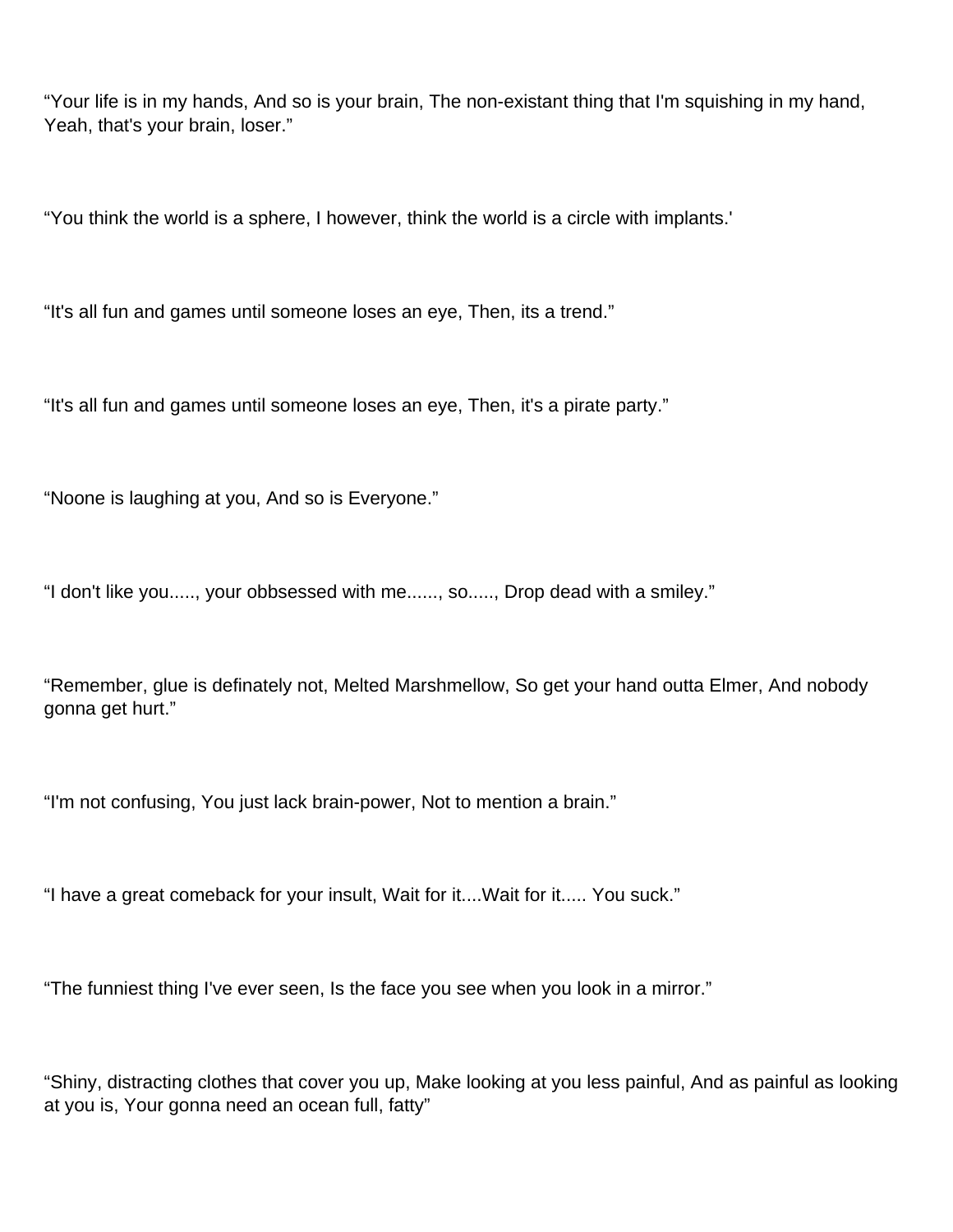“Your life is in my hands, And so is your brain, The non-existant thing that I'm squishing in my hand, Yeah, that's your brain, loser.”

“You think the world is a sphere, I however, think the world is a circle with implants.'

“It's all fun and games until someone loses an eye, Then, its a trend.”

“It's all fun and games until someone loses an eye, Then, it's a pirate party.”

“Noone is laughing at you, And so is Everyone.”

“I don't like you....., your obbsessed with me......, so....., Drop dead with a smiley.”

“Remember, glue is definately not, Melted Marshmellow, So get your hand outta Elmer, And nobody gonna get hurt.”

“I'm not confusing, You just lack brain-power, Not to mention a brain.”

“I have a great comeback for your insult, Wait for it....Wait for it..... You suck.”

“The funniest thing I've ever seen, Is the face you see when you look in a mirror.”

“Shiny, distracting clothes that cover you up, Make looking at you less painful, And as painful as looking at you is, Your gonna need an ocean full, fatty”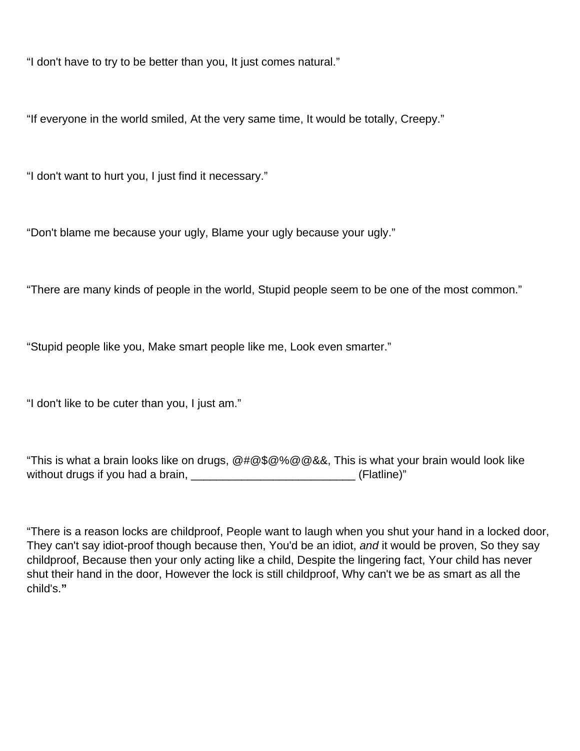“I don't have to try to be better than you, It just comes natural.”

“If everyone in the world smiled, At the very same time, It would be totally, Creepy.”

“I don't want to hurt you, I just find it necessary.”

“Don't blame me because your ugly, Blame your ugly because your ugly.”

“There are many kinds of people in the world, Stupid people seem to be one of the most common.”

“Stupid people like you, Make smart people like me, Look even smarter.”

“I don't like to be cuter than you, I just am.”

“This is what a brain looks like on drugs, @#@$@%@@&&, This is what your brain would look like without drugs if you had a brain, __________________________ (Flatline)”

“There is a reason locks are childproof, People want to laugh when you shut your hand in a locked door, They can't say idiot-proof though because then, You'd be an idiot, *and* it would be proven, So they say childproof, Because then your only acting like a child, Despite the lingering fact, Your child has never shut their hand in the door, However the lock is still childproof, Why can't we be as smart as all the child's.**”**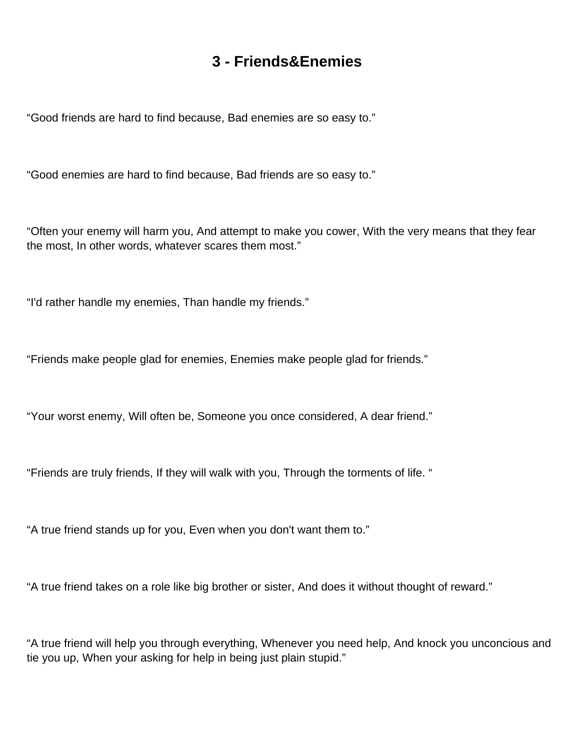# 3 - Friends&Enemies

“Good friends are hard to find because, Bad enemies are so easy to.”

“Good enemies are hard to find because, Bad friends are so easy to.”

“Often your enemy will harm you, And attempt to make you cower, With the very means that they fear the most, In other words, whatever scares them most.”

“I'd rather handle my enemies, Than handle my friends.”

“Friends make people glad for enemies, Enemies make people glad for friends.”

“Your worst enemy, Will often be, Someone you once considered, A dear friend.”

“Friends are truly friends, If they will walk with you, Through the torments of life. “

“A true friend stands up for you, Even when you don't want them to.”

“A true friend takes on a role like big brother or sister, And does it without thought of reward.”

“A true friend will help you through everything, Whenever you need help, And knock you unconcious and tie you up, When your asking for help in being just plain stupid.”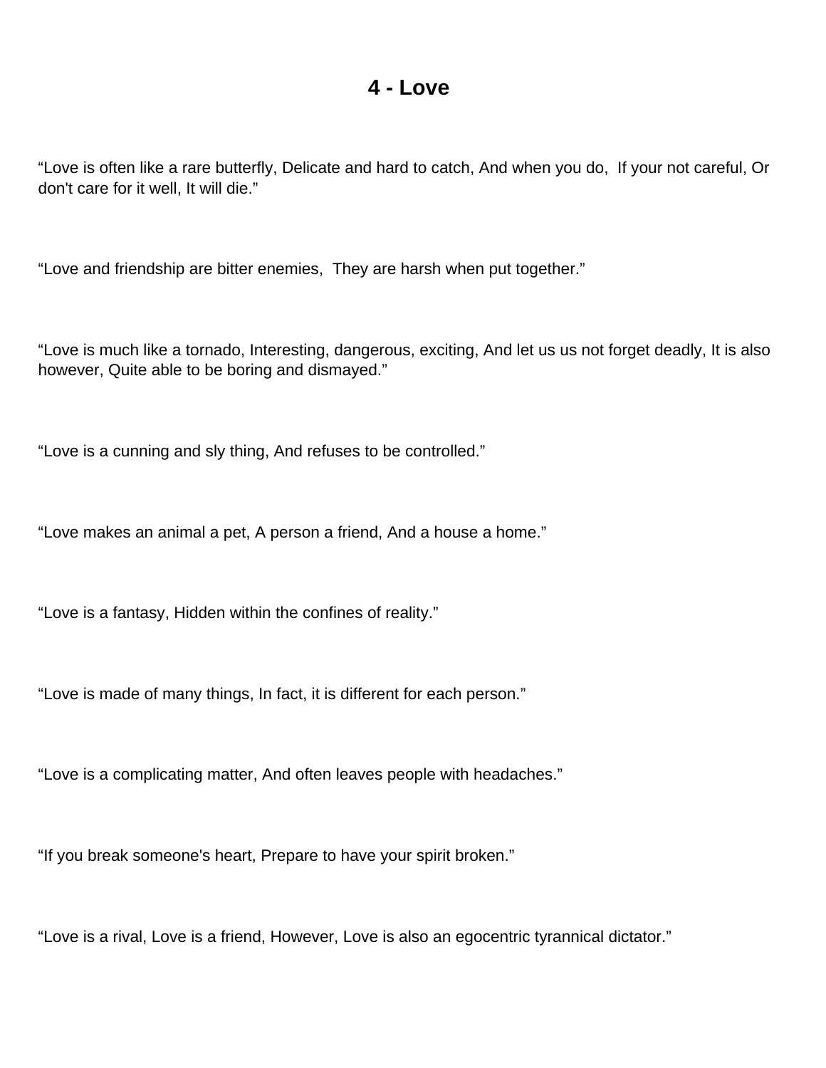# 4 - Love

“Love is often like a rare butterfly, Delicate and hard to catch, And when you do,  If your not careful, Or don't care for it well, It will die.”

“Love and friendship are bitter enemies,  They are harsh when put together.”

“Love is much like a tornado, Interesting, dangerous, exciting, And let us us not forget deadly, It is also however, Quite able to be boring and dismayed.”

“Love is a cunning and sly thing, And refuses to be controlled.”

“Love makes an animal a pet, A person a friend, And a house a home.”

“Love is a fantasy, Hidden within the confines of reality.”

“Love is made of many things, In fact, it is different for each person.”

“Love is a complicating matter, And often leaves people with headaches.”

“If you break someone's heart, Prepare to have your spirit broken.”

“Love is a rival, Love is a friend, However, Love is also an egocentric tyrannical dictator.”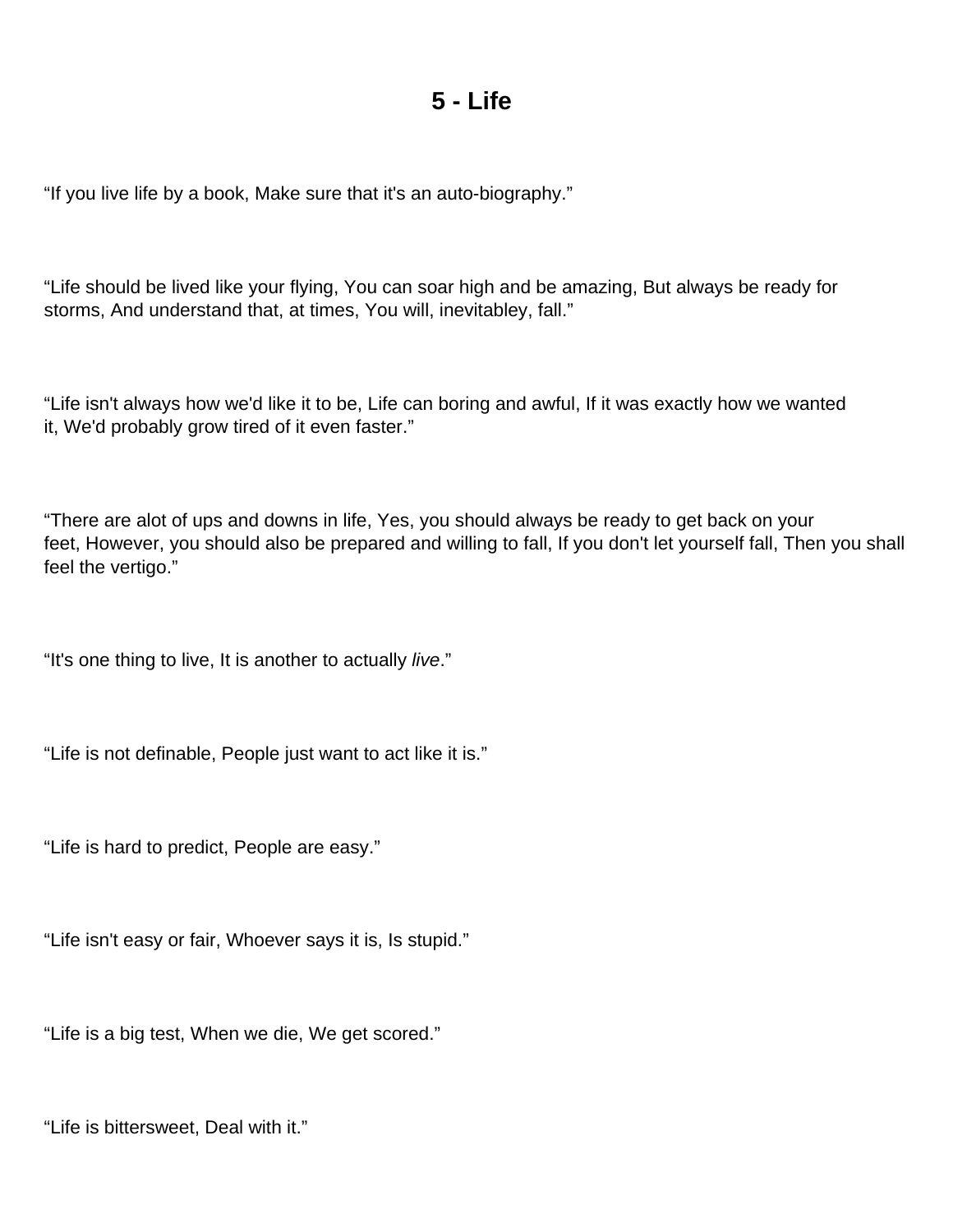# 5 - Life

“If you live life by a book, Make sure that it's an auto-biography.”

“Life should be lived like your flying, You can soar high and be amazing, But always be ready for storms, And understand that, at times, You will, inevitabley, fall.”

“Life isn't always how we'd like it to be, Life can boring and awful, If it was exactly how we wanted it, We'd probably grow tired of it even faster.”

“There are alot of ups and downs in life, Yes, you should always be ready to get back on your feet, However, you should also be prepared and willing to fall, If you don't let yourself fall, Then you shall feel the vertigo.”

“It's one thing to live, It is another to actually *live*.”

“Life is not definable, People just want to act like it is.”

“Life is hard to predict, People are easy.”

“Life isn't easy or fair, Whoever says it is, Is stupid.”

“Life is a big test, When we die, We get scored.”

“Life is bittersweet, Deal with it.”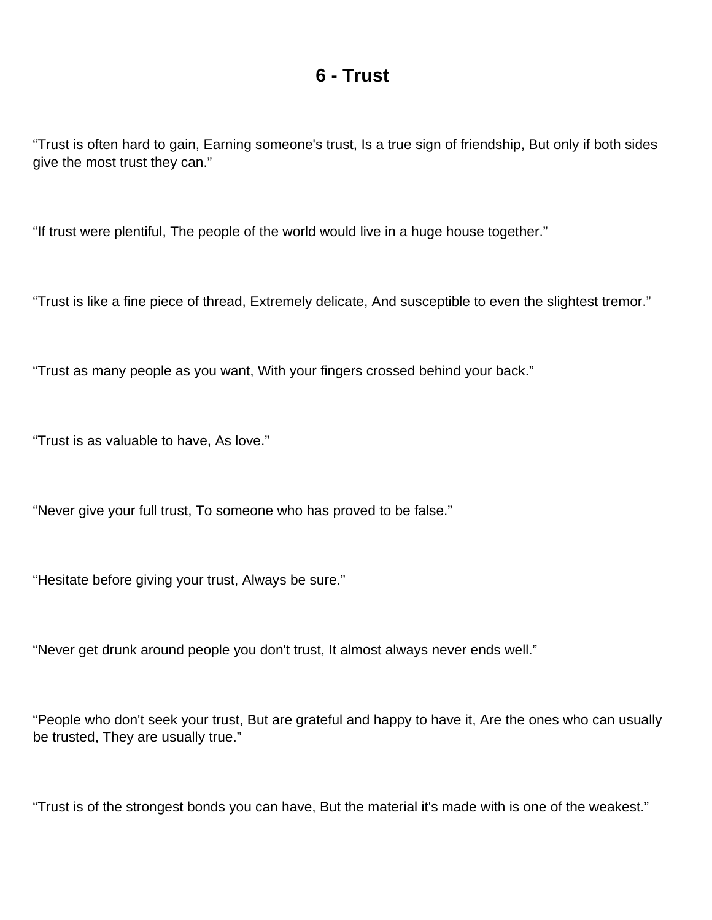# 6 - Trust

“Trust is often hard to gain, Earning someone's trust, Is a true sign of friendship, But only if both sides give the most trust they can.”

“If trust were plentiful, The people of the world would live in a huge house together.”

“Trust is like a fine piece of thread, Extremely delicate, And susceptible to even the slightest tremor.”

“Trust as many people as you want, With your fingers crossed behind your back.”

“Trust is as valuable to have, As love.”

“Never give your full trust, To someone who has proved to be false.”

“Hesitate before giving your trust, Always be sure.”

“Never get drunk around people you don't trust, It almost always never ends well.”

“People who don't seek your trust, But are grateful and happy to have it, Are the ones who can usually be trusted, They are usually true.”

“Trust is of the strongest bonds you can have, But the material it's made with is one of the weakest.”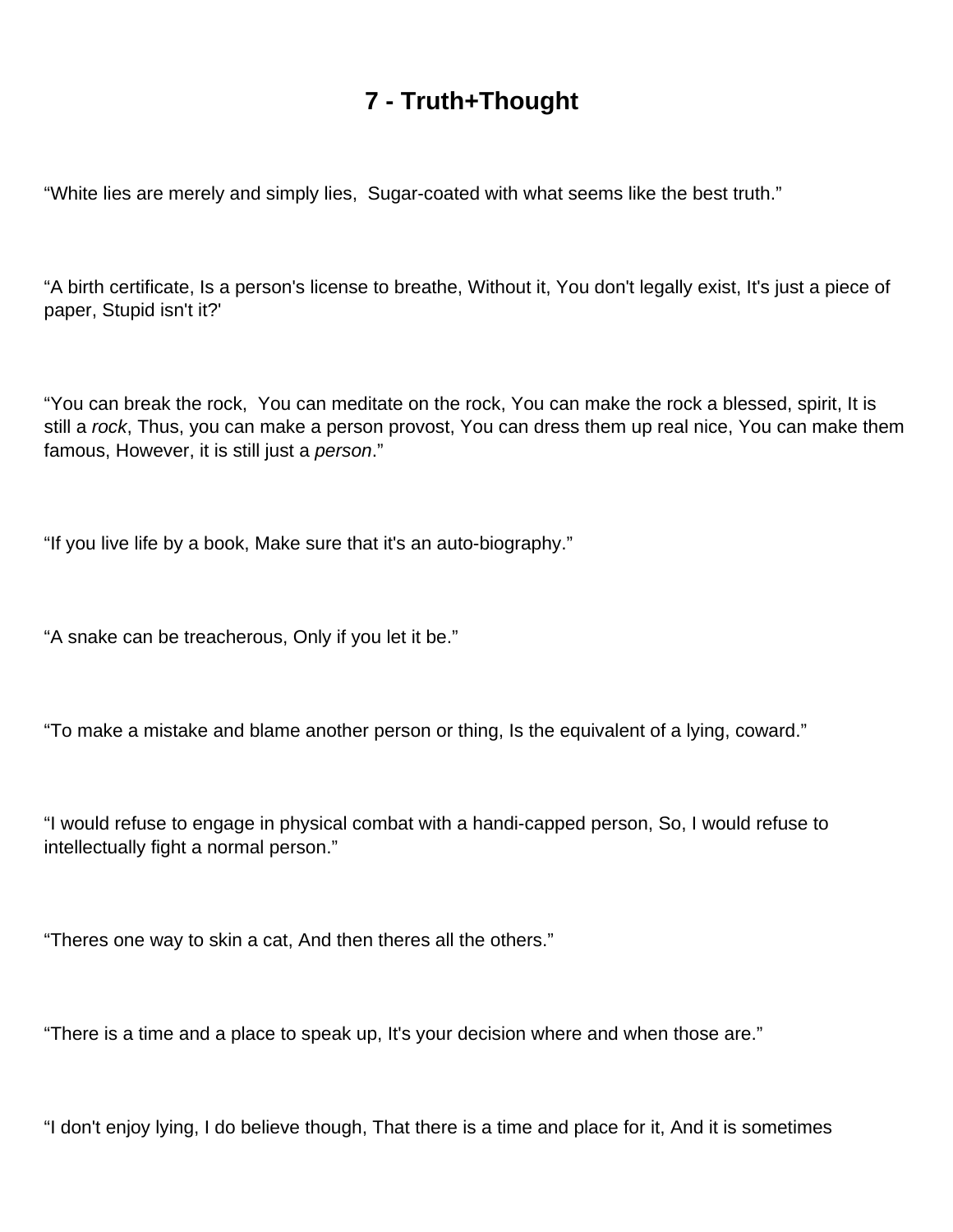# 7 - Truth+Thought

“White lies are merely and simply lies,  Sugar-coated with what seems like the best truth.”

“A birth certificate, Is a person's license to breathe, Without it, You don't legally exist, It's just a piece of paper, Stupid isn't it?'

“You can break the rock,  You can meditate on the rock, You can make the rock a blessed, spirit, It is still a *rock*, Thus, you can make a person provost, You can dress them up real nice, You can make them famous, However, it is still just a *person*.”

“If you live life by a book, Make sure that it's an auto-biography.”

“A snake can be treacherous, Only if you let it be.”

“To make a mistake and blame another person or thing, Is the equivalent of a lying, coward.”

“I would refuse to engage in physical combat with a handi-capped person, So, I would refuse to intellectually fight a normal person.”

“Theres one way to skin a cat, And then theres all the others.”

“There is a time and a place to speak up, It's your decision where and when those are.”

“I don't enjoy lying, I do believe though, That there is a time and place for it, And it is sometimes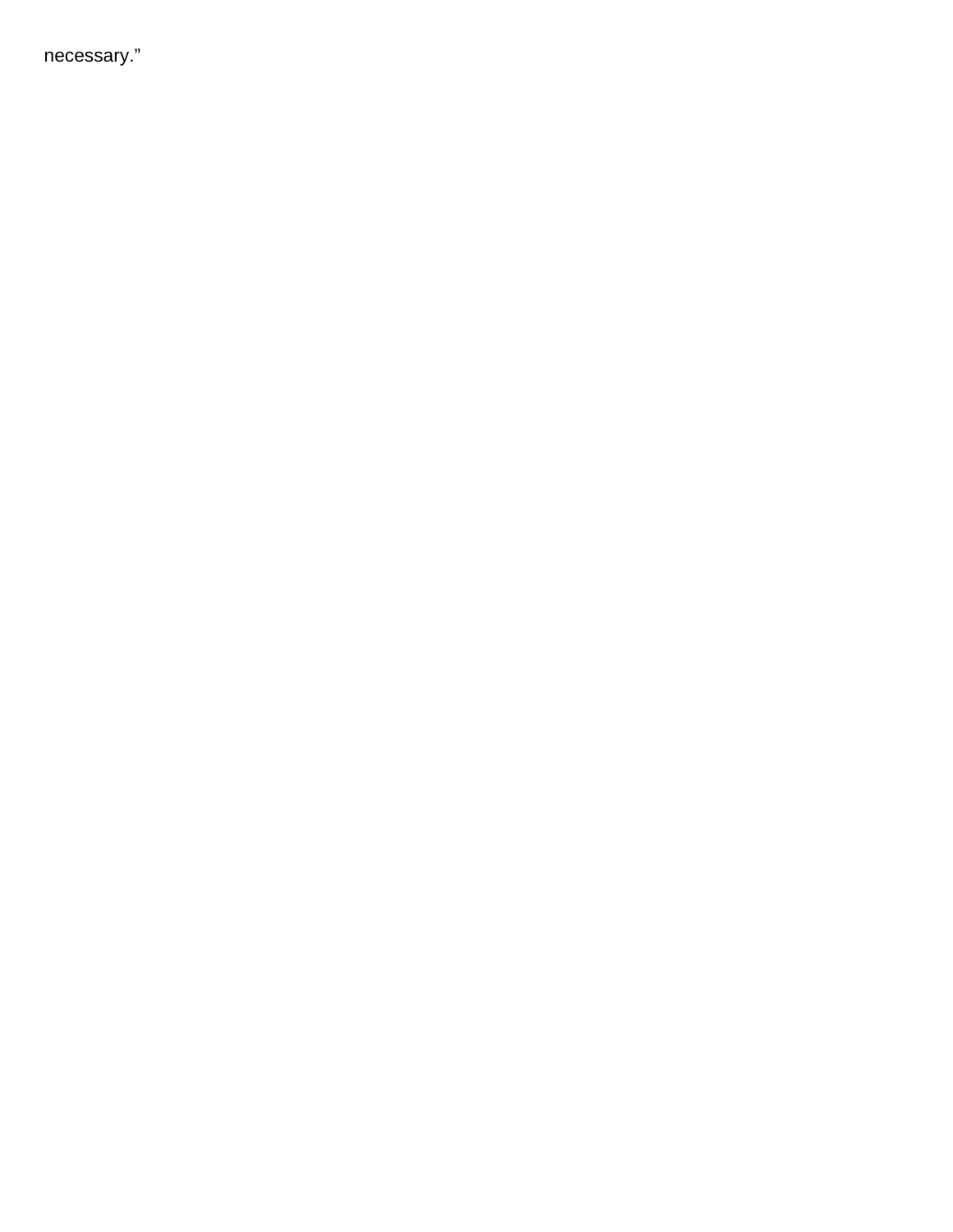necessary.”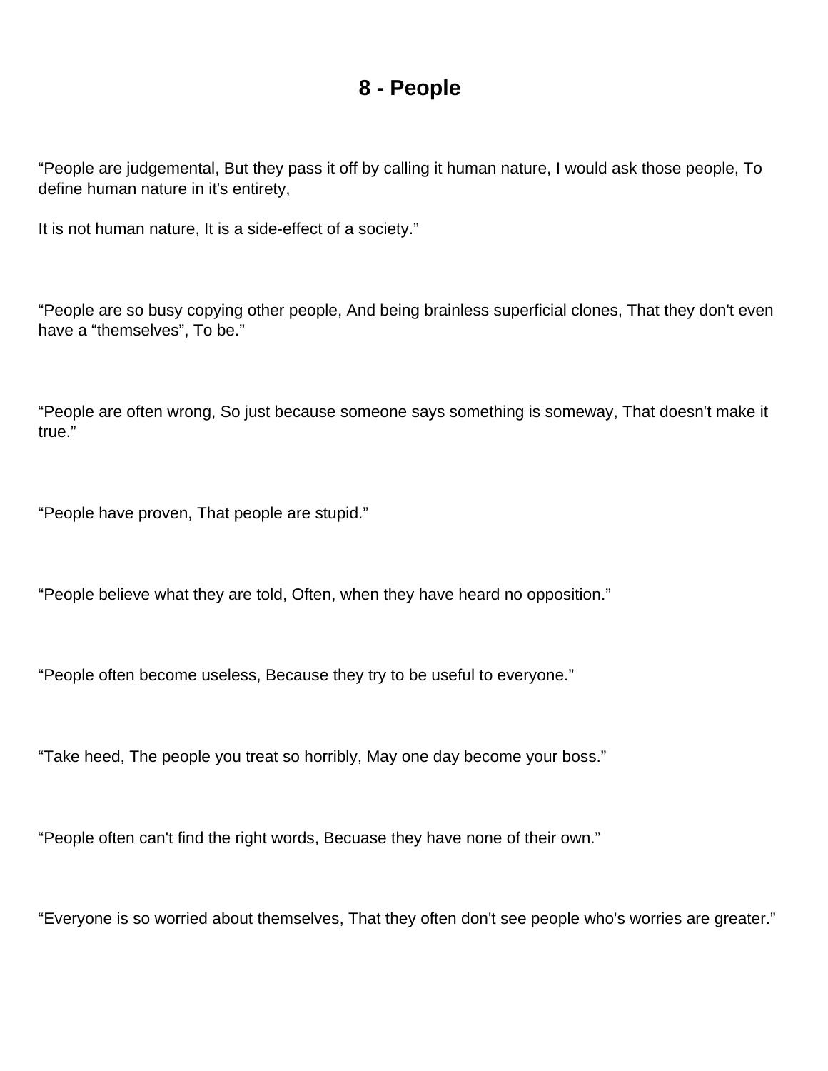# 8 - People

“People are judgemental, But they pass it off by calling it human nature, I would ask those people, To define human nature in it's entirety,

It is not human nature, It is a side-effect of a society.”

“People are so busy copying other people, And being brainless superficial clones, That they don't even have a “themselves”, To be.”

“People are often wrong, So just because someone says something is someway, That doesn't make it true.”

“People have proven, That people are stupid.”

“People believe what they are told, Often, when they have heard no opposition.”

“People often become useless, Because they try to be useful to everyone.”

“Take heed, The people you treat so horribly, May one day become your boss.”

“People often can't find the right words, Becuase they have none of their own.”

“Everyone is so worried about themselves, That they often don't see people who's worries are greater.”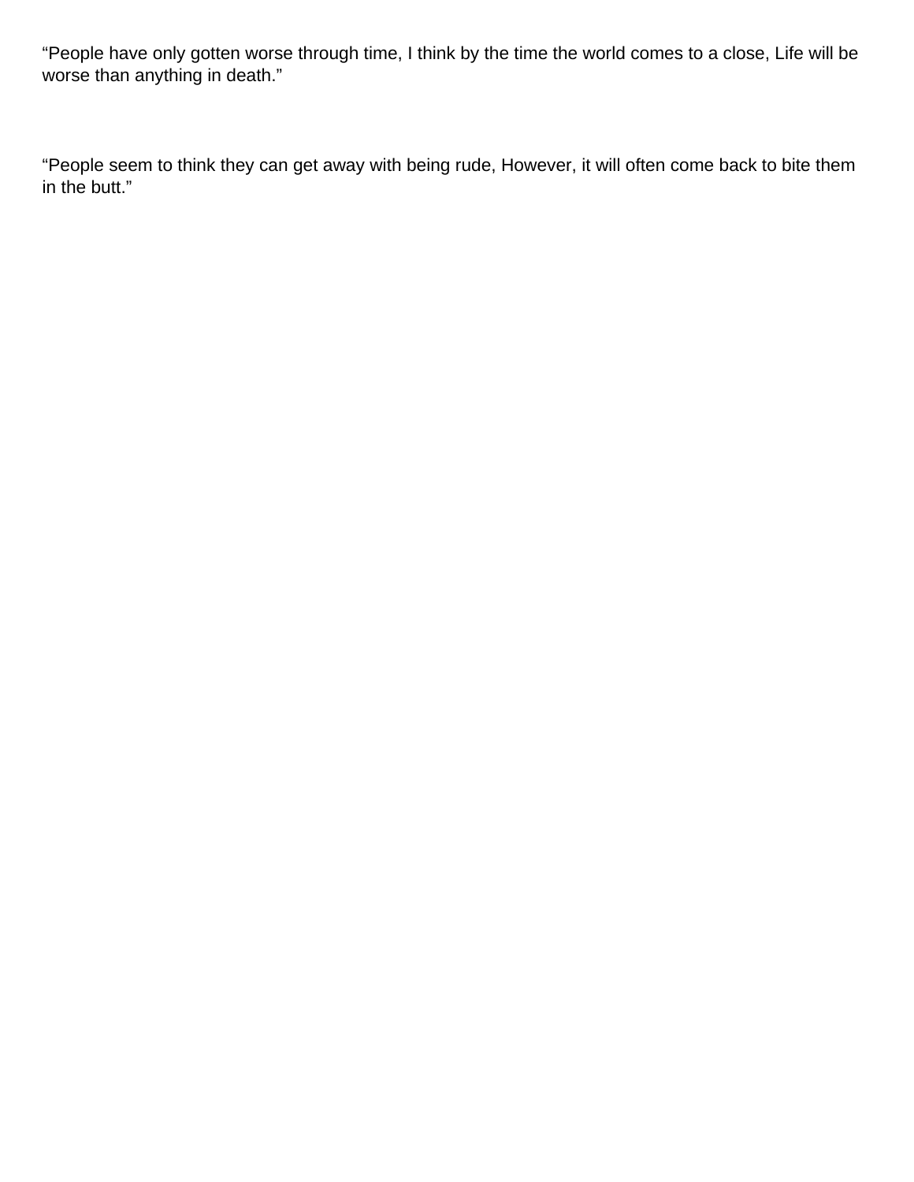“People have only gotten worse through time, I think by the time the world comes to a close, Life will be worse than anything in death.”

“People seem to think they can get away with being rude, However, it will often come back to bite them in the butt.”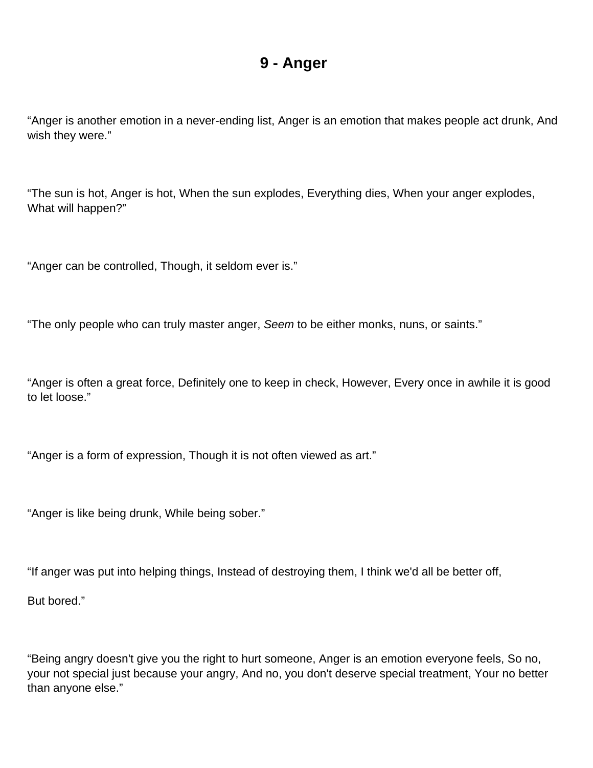# 9 - Anger

“Anger is another emotion in a never-ending list, Anger is an emotion that makes people act drunk, And wish they were.”

“The sun is hot, Anger is hot, When the sun explodes, Everything dies, When your anger explodes, What will happen?”

“Anger can be controlled, Though, it seldom ever is.”

“The only people who can truly master anger, *Seem* to be either monks, nuns, or saints.”

“Anger is often a great force, Definitely one to keep in check, However, Every once in awhile it is good to let loose.”

“Anger is a form of expression, Though it is not often viewed as art.”

“Anger is like being drunk, While being sober.”

“If anger was put into helping things, Instead of destroying them, I think we'd all be better off,

But bored.”

“Being angry doesn't give you the right to hurt someone, Anger is an emotion everyone feels, So no, your not special just because your angry, And no, you don't deserve special treatment, Your no better than anyone else.”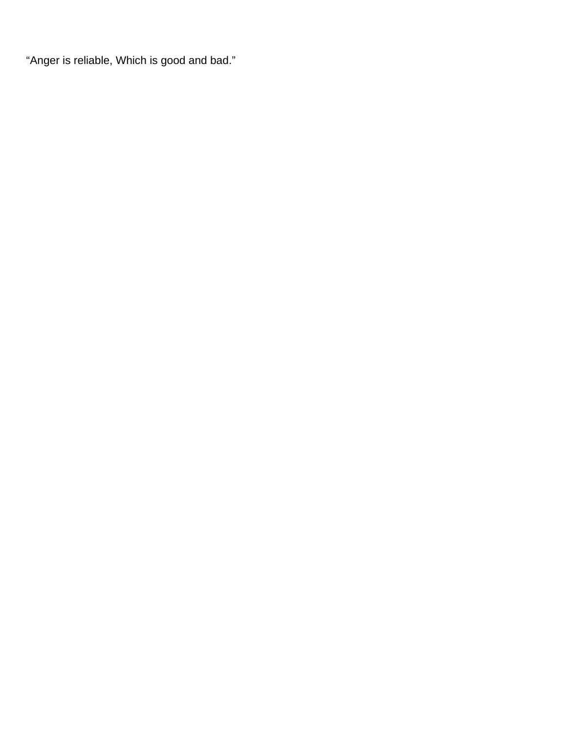“Anger is reliable, Which is good and bad.”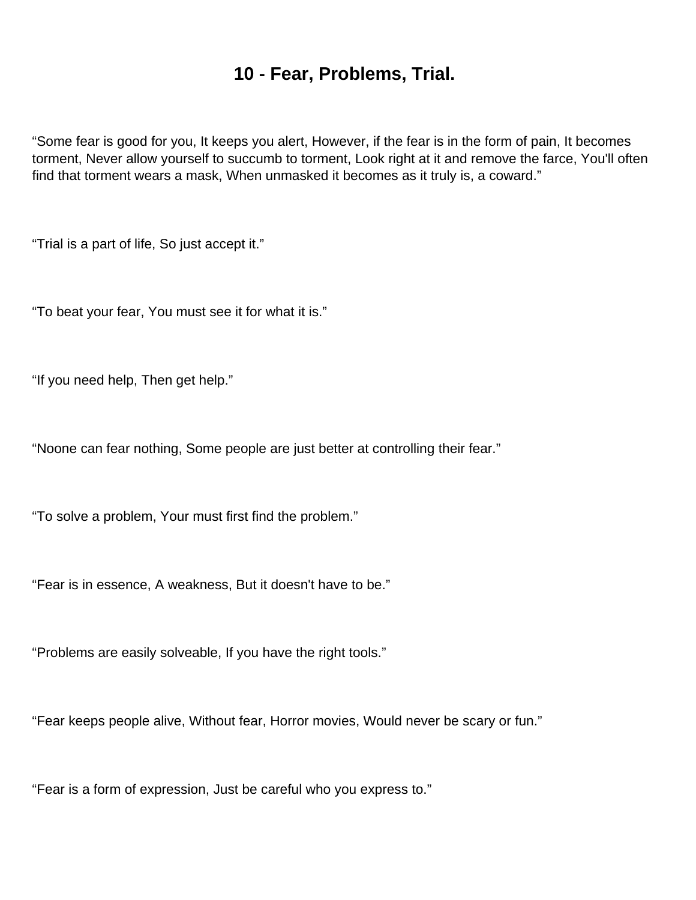# 10 - Fear, Problems, Trial.

“Some fear is good for you, It keeps you alert, However, if the fear is in the form of pain, It becomes torment, Never allow yourself to succumb to torment, Look right at it and remove the farce, You'll often find that torment wears a mask, When unmasked it becomes as it truly is, a coward.”

“Trial is a part of life, So just accept it.”

“To beat your fear, You must see it for what it is.”

“If you need help, Then get help.”

“Noone can fear nothing, Some people are just better at controlling their fear.”

“To solve a problem, Your must first find the problem.”

“Fear is in essence, A weakness, But it doesn't have to be.”

“Problems are easily solveable, If you have the right tools.”

“Fear keeps people alive, Without fear, Horror movies, Would never be scary or fun.”

“Fear is a form of expression, Just be careful who you express to.”